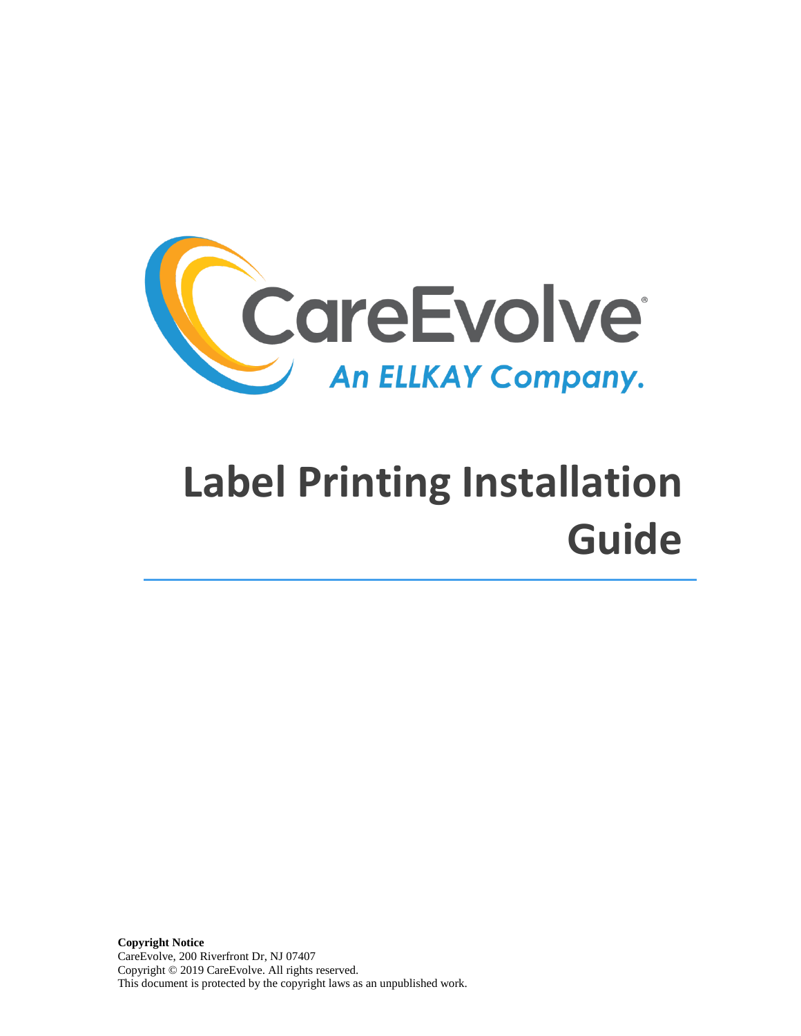CareEvolve

*An ELLKAY Company.*

# Label Printing Installation Guide

**Copyright Notice**
CareEvolve, 200 Riverfront Dr, NJ 07407
Copyright © 2019 CareEvolve. All rights reserved.
This document is protected by the copyright laws as an unpublished work.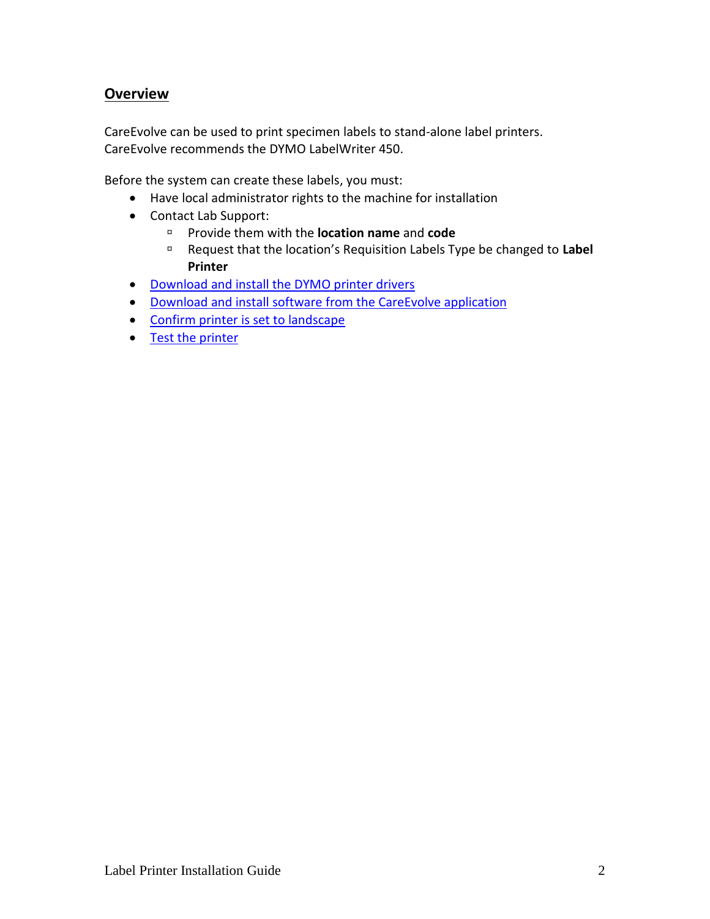## Overview

CareEvolve can be used to print specimen labels to stand-alone label printers.
CareEvolve recommends the DYMO LabelWriter 450.

Before the system can create these labels, you must:

- Have local administrator rights to the machine for installation
- Contact Lab Support:
  - Provide them with the **location name** and **code**
  - Request that the location's Requisition Labels Type be changed to **Label Printer**
- Download and install the DYMO printer drivers
- Download and install software from the CareEvolve application
- Confirm printer is set to landscape
- Test the printer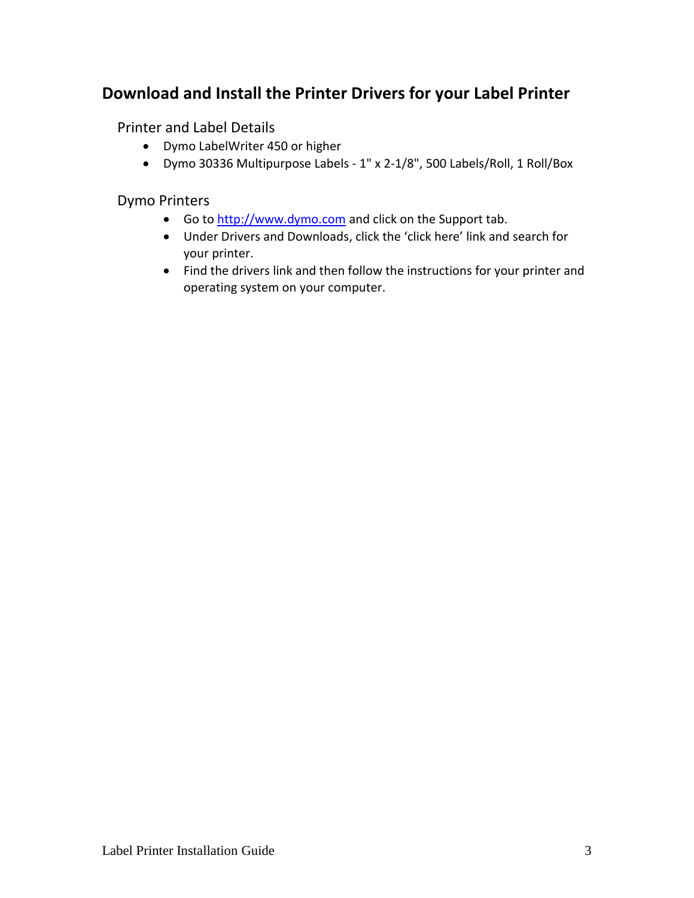## Download and Install the Printer Drivers for your Label Printer

### Printer and Label Details

- Dymo LabelWriter 450 or higher
- Dymo 30336 Multipurpose Labels - 1" x 2-1/8", 500 Labels/Roll, 1 Roll/Box

### Dymo Printers

- Go to [http://www.dymo.com](http://www.dymo.com) and click on the Support tab.
- Under Drivers and Downloads, click the 'click here' link and search for your printer.
- Find the drivers link and then follow the instructions for your printer and operating system on your computer.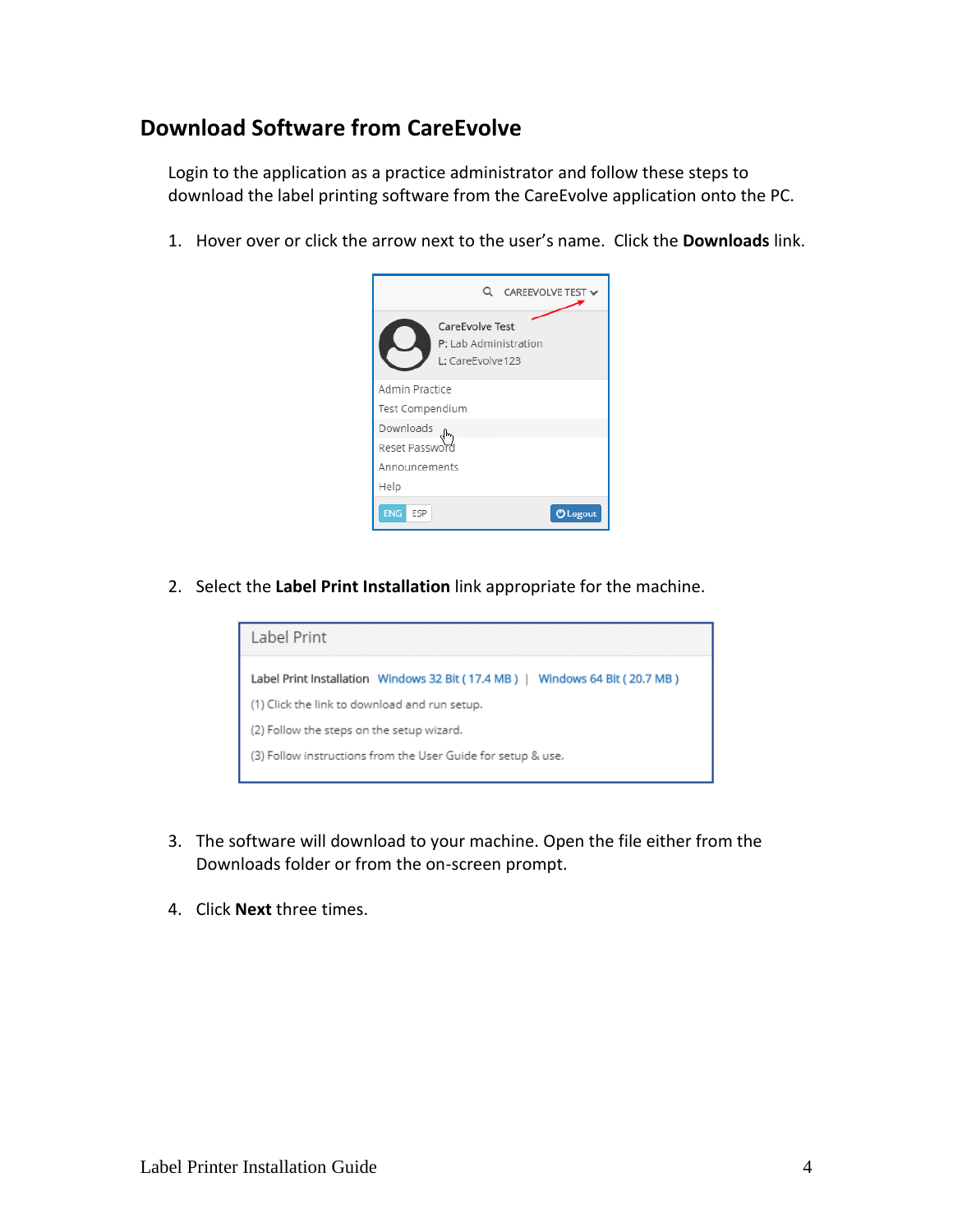## Download Software from CareEvolve

Login to the application as a practice administrator and follow these steps to download the label printing software from the CareEvolve application onto the PC.

1. Hover over or click the arrow next to the user's name. Click the **Downloads** link.

2. Select the **Label Print Installation** link appropriate for the machine.

3. The software will download to your machine. Open the file either from the Downloads folder or from the on-screen prompt.

4. Click **Next** three times.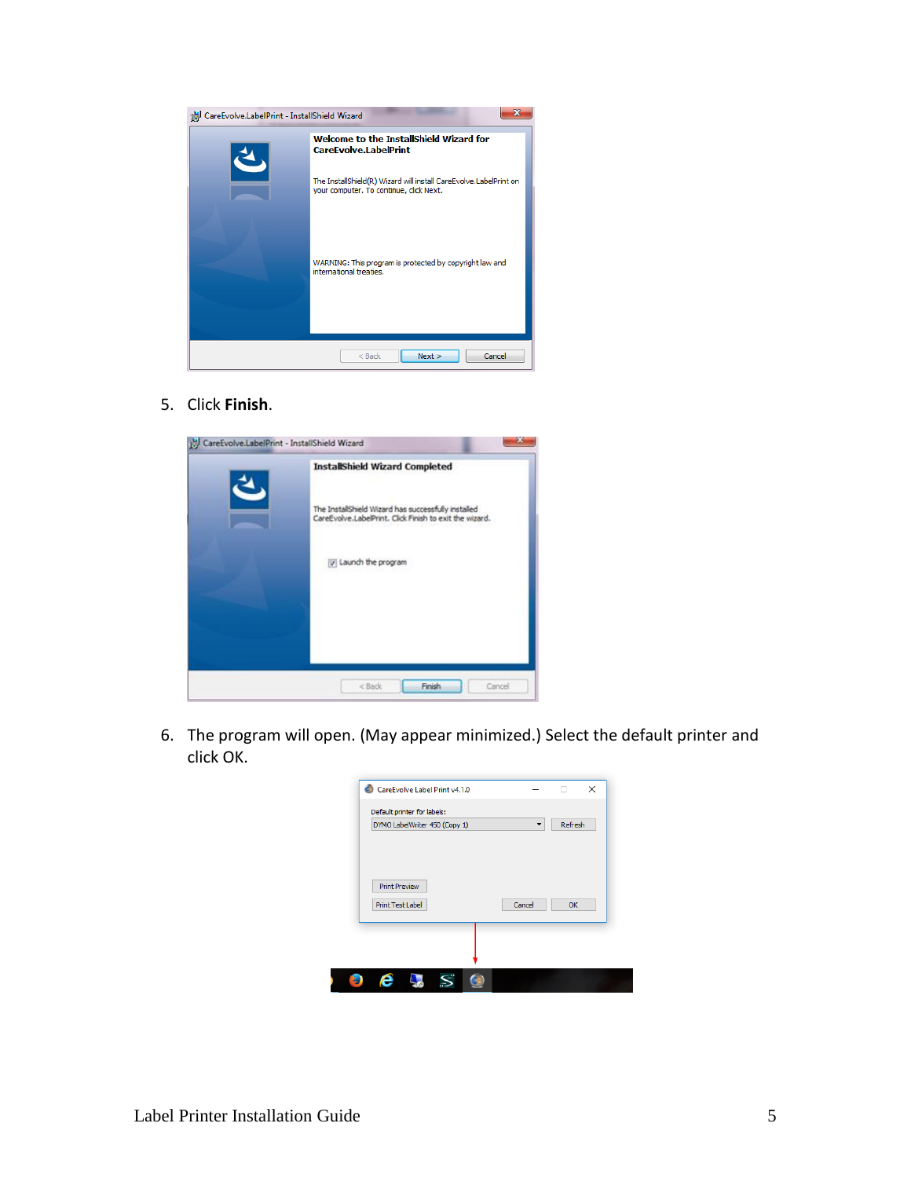5. Click **Finish**.

6. The program will open. (May appear minimized.) Select the default printer and click OK.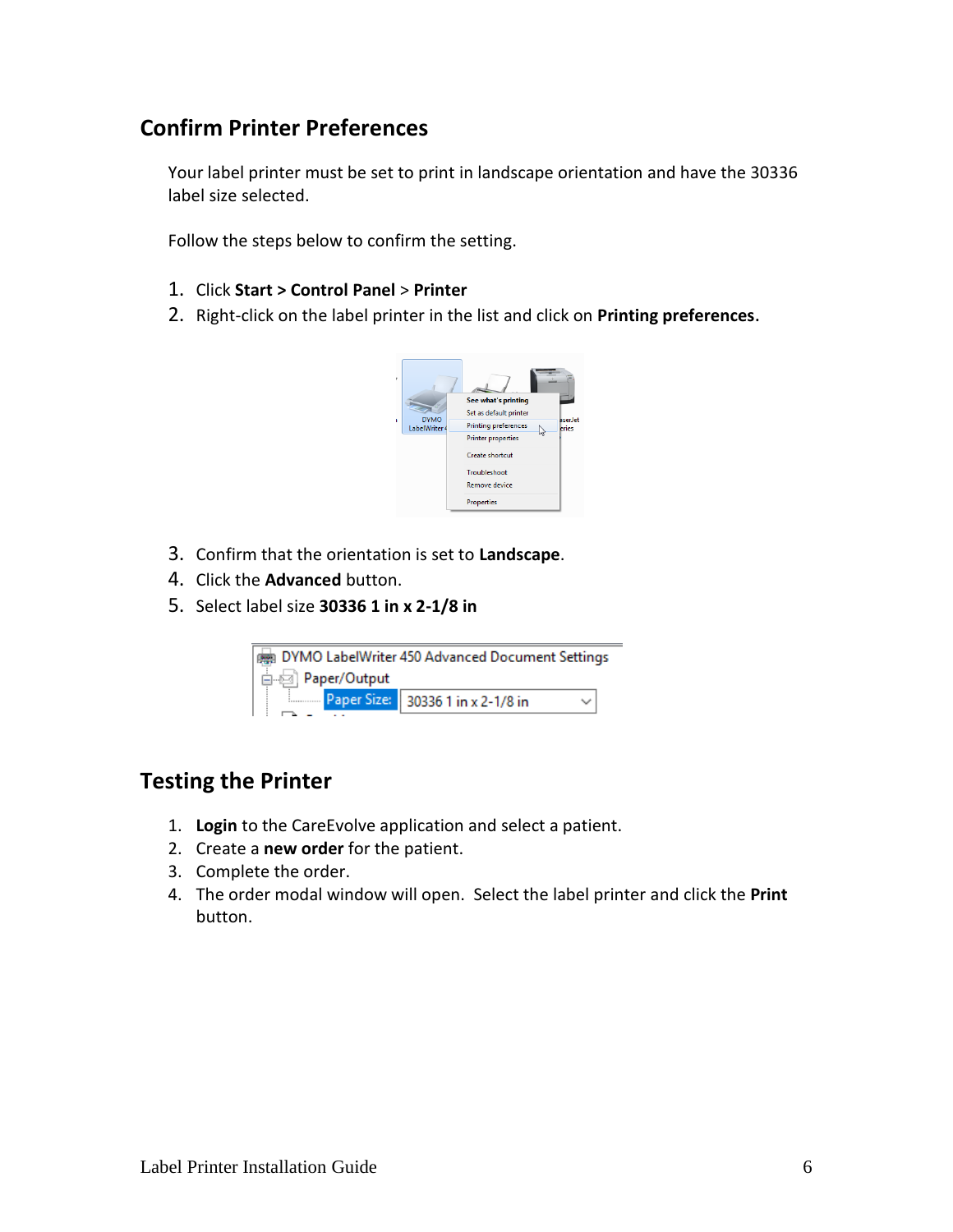## Confirm Printer Preferences

Your label printer must be set to print in landscape orientation and have the 30336 label size selected.

Follow the steps below to confirm the setting.

1. Click **Start > Control Panel** > **Printer**
2. Right-click on the label printer in the list and click on **Printing preferences.**
3. Confirm that the orientation is set to **Landscape**.
4. Click the **Advanced** button.
5. Select label size **30336 1 in x 2-1/8 in**

## Testing the Printer

1. **Login** to the CareEvolve application and select a patient.
2. Create a **new order** for the patient.
3. Complete the order.
4. The order modal window will open. Select the label printer and click the **Print** button.